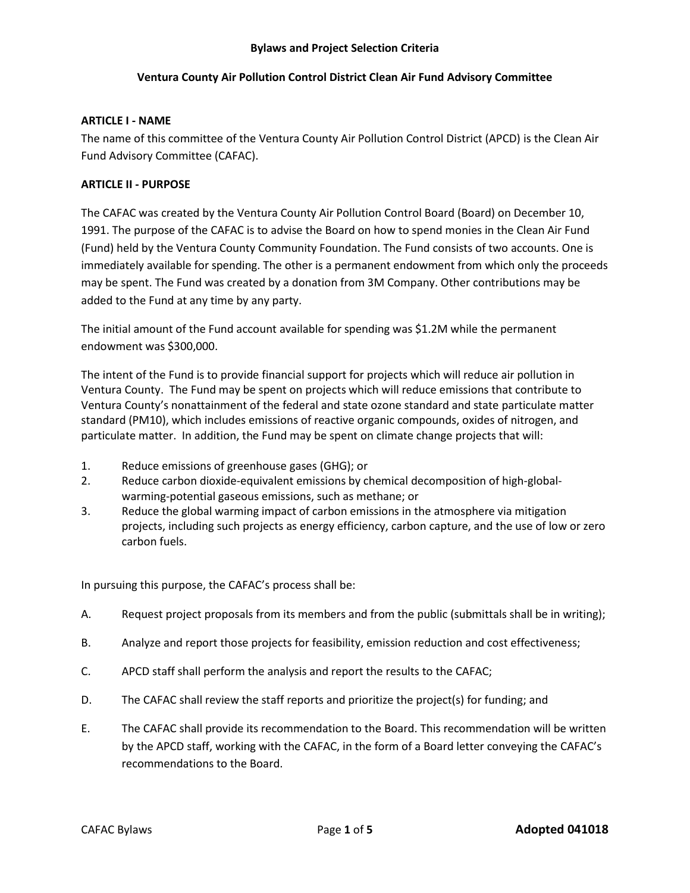**Bylaws and Project Selection Criteria**

**Ventura County Air Pollution Control District Clean Air Fund Advisory Committee**

## ARTICLE I - NAME

The name of this committee of the Ventura County Air Pollution Control District (APCD) is the Clean Air Fund Advisory Committee (CAFAC).

## ARTICLE II - PURPOSE

The CAFAC was created by the Ventura County Air Pollution Control Board (Board) on December 10, 1991. The purpose of the CAFAC is to advise the Board on how to spend monies in the Clean Air Fund (Fund) held by the Ventura County Community Foundation. The Fund consists of two accounts. One is immediately available for spending. The other is a permanent endowment from which only the proceeds may be spent. The Fund was created by a donation from 3M Company. Other contributions may be added to the Fund at any time by any party.

The initial amount of the Fund account available for spending was $1.2M while the permanent endowment was $300,000.

The intent of the Fund is to provide financial support for projects which will reduce air pollution in Ventura County. The Fund may be spent on projects which will reduce emissions that contribute to Ventura County's nonattainment of the federal and state ozone standard and state particulate matter standard (PM10), which includes emissions of reactive organic compounds, oxides of nitrogen, and particulate matter. In addition, the Fund may be spent on climate change projects that will:

1. Reduce emissions of greenhouse gases (GHG); or
2. Reduce carbon dioxide-equivalent emissions by chemical decomposition of high-global-warming-potential gaseous emissions, such as methane; or
3. Reduce the global warming impact of carbon emissions in the atmosphere via mitigation projects, including such projects as energy efficiency, carbon capture, and the use of low or zero carbon fuels.

In pursuing this purpose, the CAFAC's process shall be:

A. Request project proposals from its members and from the public (submittals shall be in writing);

B. Analyze and report those projects for feasibility, emission reduction and cost effectiveness;

C. APCD staff shall perform the analysis and report the results to the CAFAC;

D. The CAFAC shall review the staff reports and prioritize the project(s) for funding; and

E. The CAFAC shall provide its recommendation to the Board. This recommendation will be written by the APCD staff, working with the CAFAC, in the form of a Board letter conveying the CAFAC's recommendations to the Board.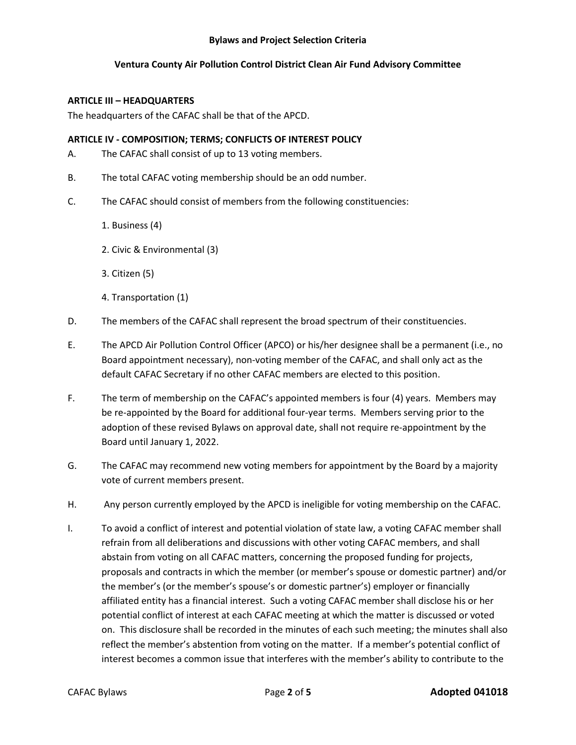### ARTICLE III – HEADQUARTERS

The headquarters of the CAFAC shall be that of the APCD.

### ARTICLE IV - COMPOSITION; TERMS; CONFLICTS OF INTEREST POLICY

A. The CAFAC shall consist of up to 13 voting members.

B. The total CAFAC voting membership should be an odd number.

C. The CAFAC should consist of members from the following constituencies:

1. Business (4)
2. Civic & Environmental (3)
3. Citizen (5)
4. Transportation (1)

D. The members of the CAFAC shall represent the broad spectrum of their constituencies.

E. The APCD Air Pollution Control Officer (APCO) or his/her designee shall be a permanent (i.e., no Board appointment necessary), non-voting member of the CAFAC, and shall only act as the default CAFAC Secretary if no other CAFAC members are elected to this position.

F. The term of membership on the CAFAC's appointed members is four (4) years. Members may be re-appointed by the Board for additional four-year terms. Members serving prior to the adoption of these revised Bylaws on approval date, shall not require re-appointment by the Board until January 1, 2022.

G. The CAFAC may recommend new voting members for appointment by the Board by a majority vote of current members present.

H. Any person currently employed by the APCD is ineligible for voting membership on the CAFAC.

I. To avoid a conflict of interest and potential violation of state law, a voting CAFAC member shall refrain from all deliberations and discussions with other voting CAFAC members, and shall abstain from voting on all CAFAC matters, concerning the proposed funding for projects, proposals and contracts in which the member (or member's spouse or domestic partner) and/or the member's (or the member's spouse's or domestic partner's) employer or financially affiliated entity has a financial interest. Such a voting CAFAC member shall disclose his or her potential conflict of interest at each CAFAC meeting at which the matter is discussed or voted on. This disclosure shall be recorded in the minutes of each such meeting; the minutes shall also reflect the member's abstention from voting on the matter. If a member's potential conflict of interest becomes a common issue that interferes with the member's ability to contribute to the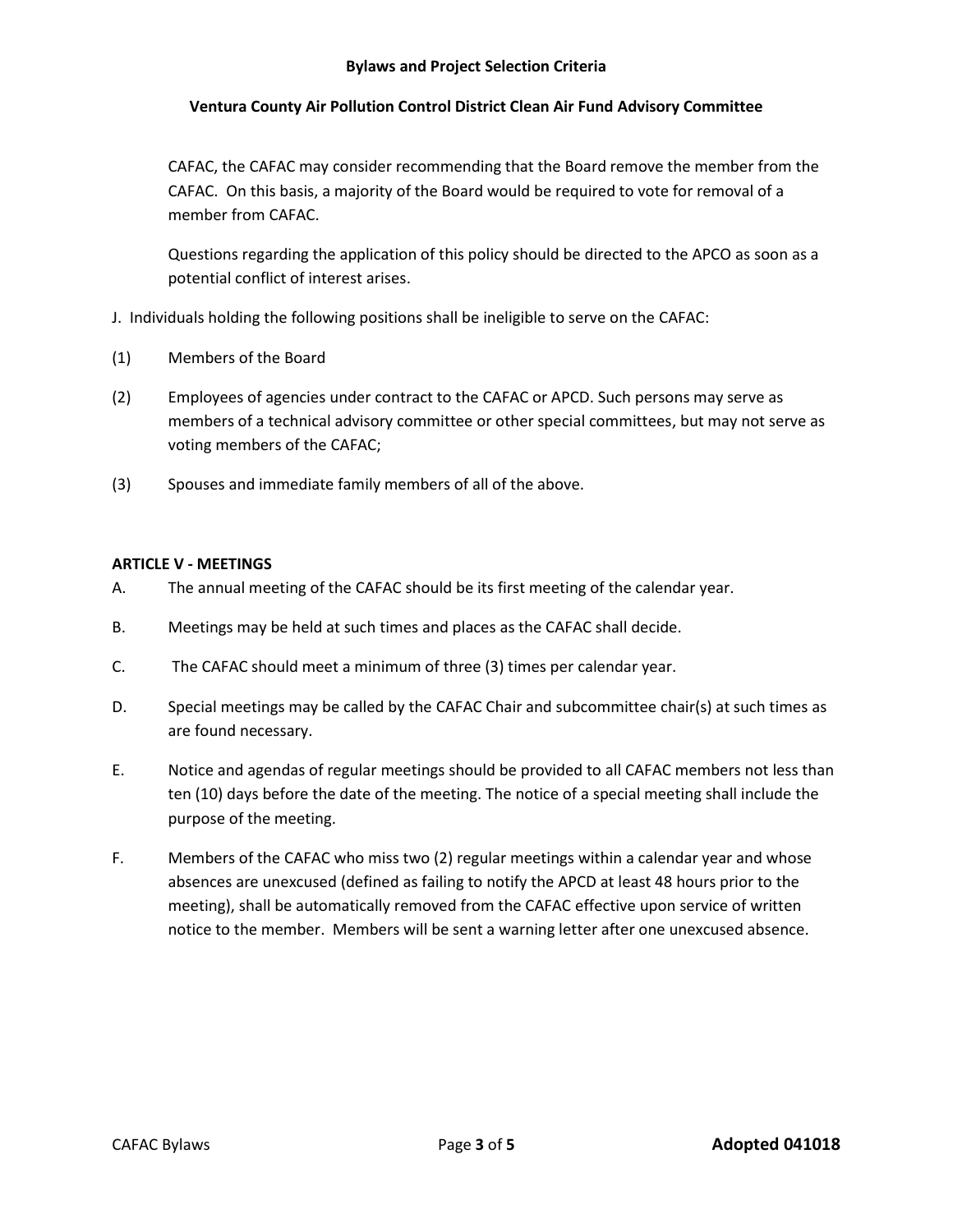CAFAC, the CAFAC may consider recommending that the Board remove the member from the CAFAC. On this basis, a majority of the Board would be required to vote for removal of a member from CAFAC.

Questions regarding the application of this policy should be directed to the APCO as soon as a potential conflict of interest arises.

J. Individuals holding the following positions shall be ineligible to serve on the CAFAC:

(1) Members of the Board

(2) Employees of agencies under contract to the CAFAC or APCD. Such persons may serve as members of a technical advisory committee or other special committees, but may not serve as voting members of the CAFAC;

(3) Spouses and immediate family members of all of the above.

**ARTICLE V - MEETINGS**

A. The annual meeting of the CAFAC should be its first meeting of the calendar year.

B. Meetings may be held at such times and places as the CAFAC shall decide.

C. The CAFAC should meet a minimum of three (3) times per calendar year.

D. Special meetings may be called by the CAFAC Chair and subcommittee chair(s) at such times as are found necessary.

E. Notice and agendas of regular meetings should be provided to all CAFAC members not less than ten (10) days before the date of the meeting. The notice of a special meeting shall include the purpose of the meeting.

F. Members of the CAFAC who miss two (2) regular meetings within a calendar year and whose absences are unexcused (defined as failing to notify the APCD at least 48 hours prior to the meeting), shall be automatically removed from the CAFAC effective upon service of written notice to the member. Members will be sent a warning letter after one unexcused absence.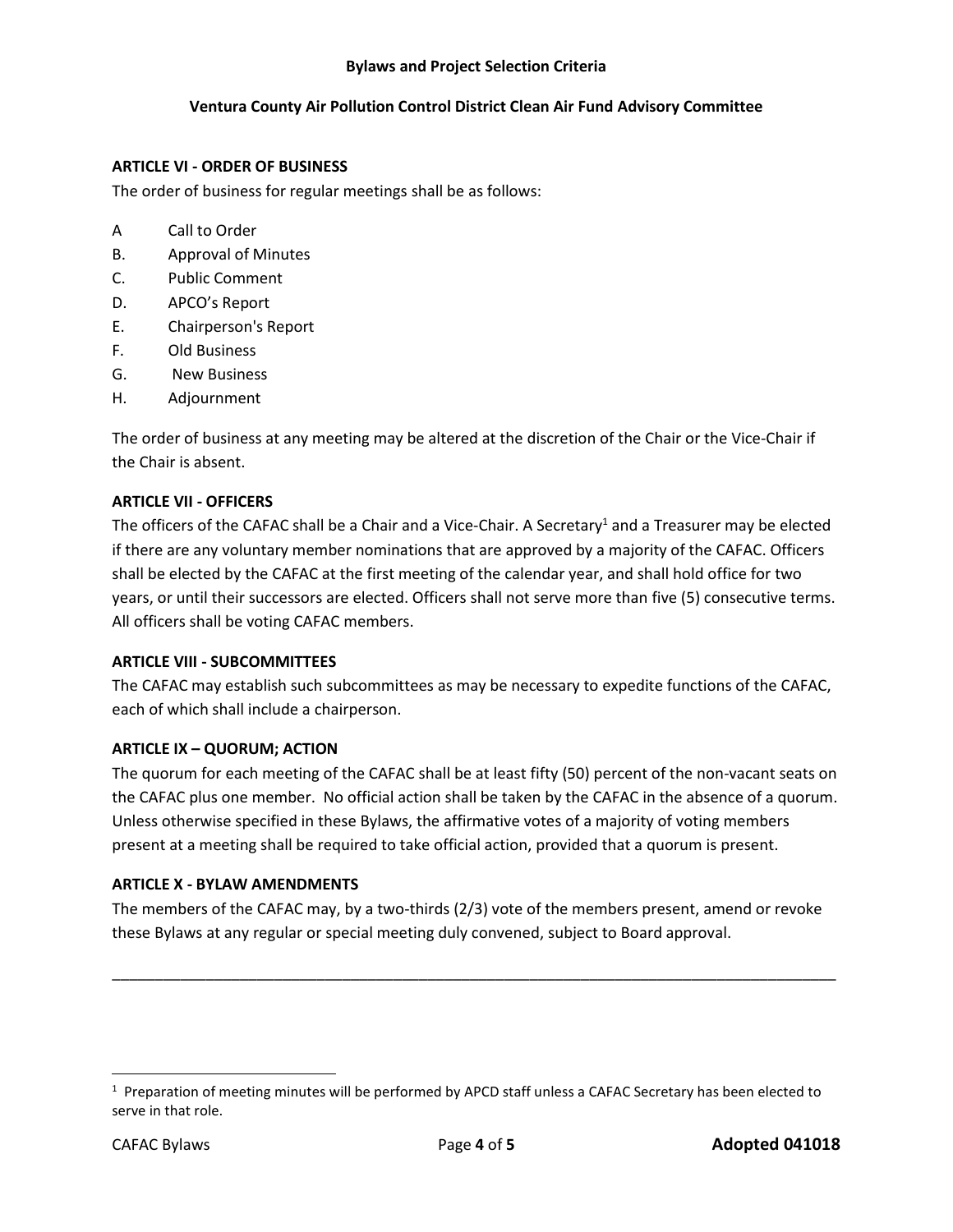### ARTICLE VI - ORDER OF BUSINESS

The order of business for regular meetings shall be as follows:

A Call to Order
B. Approval of Minutes
C. Public Comment
D. APCO's Report
E. Chairperson's Report
F. Old Business
G. New Business
H. Adjournment

The order of business at any meeting may be altered at the discretion of the Chair or the Vice-Chair if the Chair is absent.

### ARTICLE VII - OFFICERS

The officers of the CAFAC shall be a Chair and a Vice-Chair. A Secretary[1] and a Treasurer may be elected if there are any voluntary member nominations that are approved by a majority of the CAFAC. Officers shall be elected by the CAFAC at the first meeting of the calendar year, and shall hold office for two years, or until their successors are elected. Officers shall not serve more than five (5) consecutive terms. All officers shall be voting CAFAC members.

### ARTICLE VIII - SUBCOMMITTEES

The CAFAC may establish such subcommittees as may be necessary to expedite functions of the CAFAC, each of which shall include a chairperson.

### ARTICLE IX – QUORUM; ACTION

The quorum for each meeting of the CAFAC shall be at least fifty (50) percent of the non-vacant seats on the CAFAC plus one member. No official action shall be taken by the CAFAC in the absence of a quorum. Unless otherwise specified in these Bylaws, the affirmative votes of a majority of voting members present at a meeting shall be required to take official action, provided that a quorum is present.

### ARTICLE X - BYLAW AMENDMENTS

The members of the CAFAC may, by a two-thirds (2/3) vote of the members present, amend or revoke these Bylaws at any regular or special meeting duly convened, subject to Board approval.

---

[1] Preparation of meeting minutes will be performed by APCD staff unless a CAFAC Secretary has been elected to serve in that role.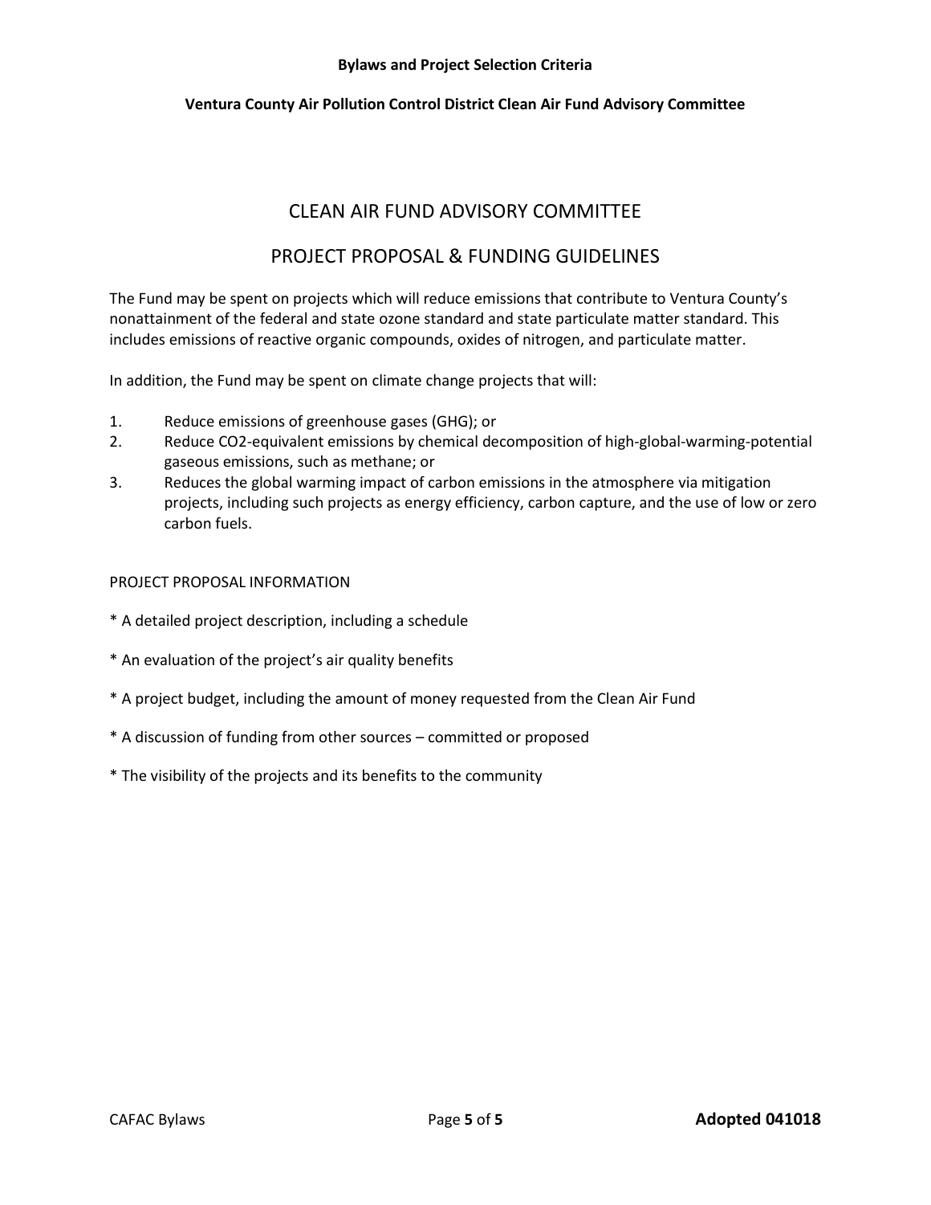# CLEAN AIR FUND ADVISORY COMMITTEE

## PROJECT PROPOSAL & FUNDING GUIDELINES

The Fund may be spent on projects which will reduce emissions that contribute to Ventura County's nonattainment of the federal and state ozone standard and state particulate matter standard. This includes emissions of reactive organic compounds, oxides of nitrogen, and particulate matter.

In addition, the Fund may be spent on climate change projects that will:

1. Reduce emissions of greenhouse gases (GHG); or
2. Reduce $CO_2$-equivalent emissions by chemical decomposition of high-global-warming-potential gaseous emissions, such as methane; or
3. Reduces the global warming impact of carbon emissions in the atmosphere via mitigation projects, including such projects as energy efficiency, carbon capture, and the use of low or zero carbon fuels.

PROJECT PROPOSAL INFORMATION

* A detailed project description, including a schedule
* An evaluation of the project's air quality benefits
* A project budget, including the amount of money requested from the Clean Air Fund
* A discussion of funding from other sources – committed or proposed
* The visibility of the projects and its benefits to the community